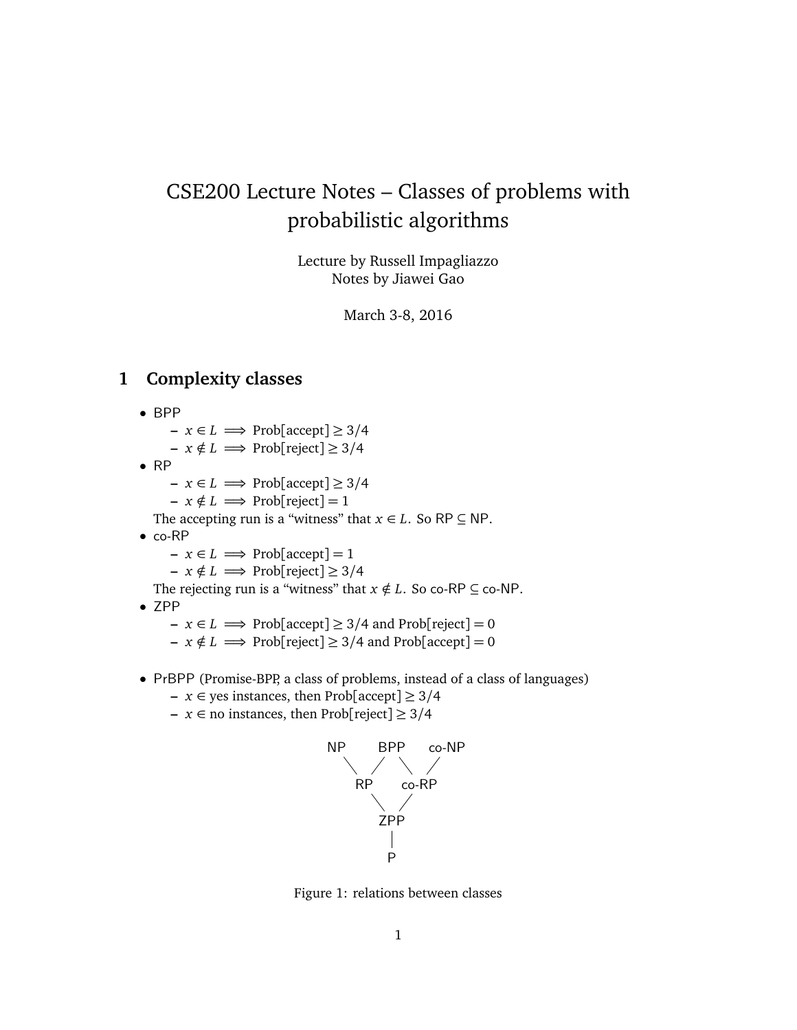# CSE200 Lecture Notes – Classes of problems with probabilistic algorithms

Lecture by Russell Impagliazzo
Notes by Jiawei Gao

March 3-8, 2016

## 1 Complexity classes

- BPP
  - $x \in L \implies \text{Prob}[\text{accept}] \geq 3/4$
  - $x \notin L \implies \text{Prob}[\text{reject}] \geq 3/4$
- RP
  - $x \in L \implies \text{Prob}[\text{accept}] \geq 3/4$
  - $x \notin L \implies \text{Prob}[\text{reject}] = 1$

  The accepting run is a "witness" that $x \in L$. So RP $\subseteq$ NP.
- co-RP
  - $x \in L \implies \text{Prob}[\text{accept}] = 1$
  - $x \notin L \implies \text{Prob}[\text{reject}] \geq 3/4$

  The rejecting run is a "witness" that $x \notin L$. So co-RP $\subseteq$ co-NP.
- ZPP
  - $x \in L \implies \text{Prob}[\text{accept}] \geq 3/4$ and $\text{Prob}[\text{reject}] = 0$
  - $x \notin L \implies \text{Prob}[\text{reject}] \geq 3/4$ and $\text{Prob}[\text{accept}] = 0$

- PrBPP (Promise-BPP, a class of problems, instead of a class of languages)
  - $x \in$ yes instances, then $\text{Prob}[\text{accept}] \geq 3/4$
  - $x \in$ no instances, then $\text{Prob}[\text{reject}] \geq 3/4$

```
NP      BPP      co-NP
  \    /   \    /
   RP       co-RP
     \     /
       ZPP
        |
        P
```

Figure 1: relations between classes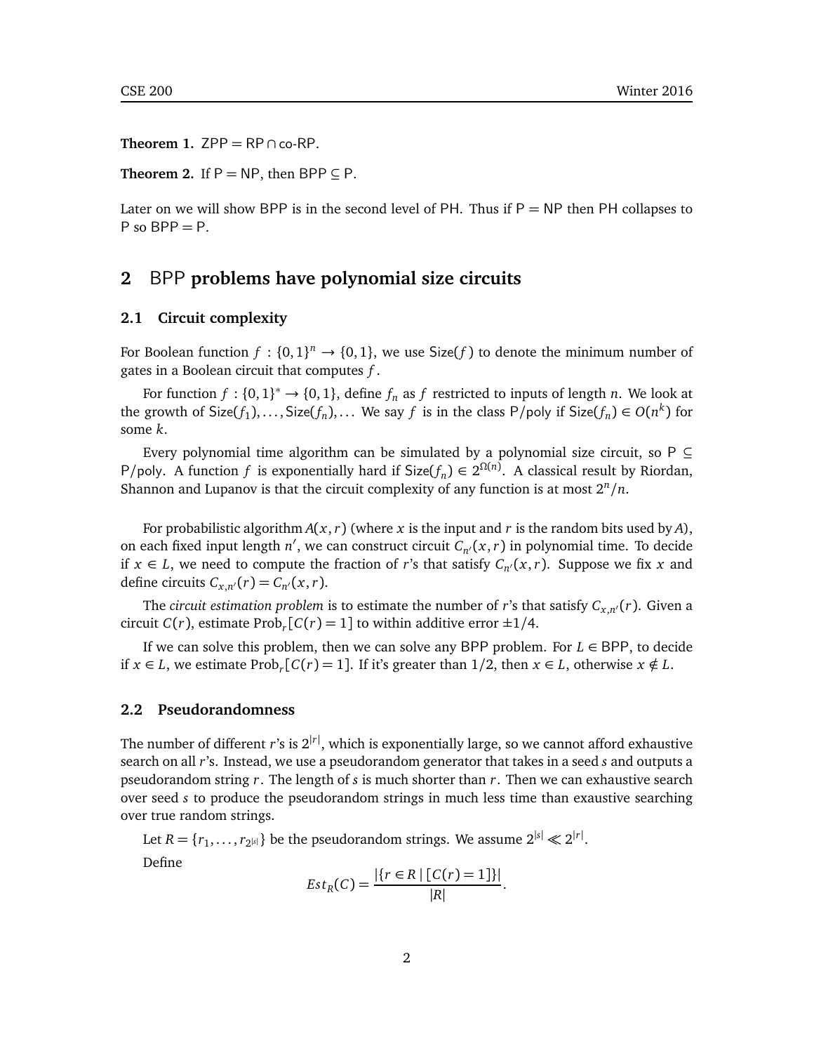**Theorem 1.** $\mathsf{ZPP} = \mathsf{RP} \cap \text{co-}\mathsf{RP}$.

**Theorem 2.** If $\mathsf{P} = \mathsf{NP}$, then $\mathsf{BPP} \subseteq \mathsf{P}$.

Later on we will show BPP is in the second level of PH. Thus if $\mathsf{P} = \mathsf{NP}$ then PH collapses to P so $\mathsf{BPP} = \mathsf{P}$.

## 2 BPP problems have polynomial size circuits

### 2.1 Circuit complexity

For Boolean function $f : \{0,1\}^n \to \{0,1\}$, we use $\mathsf{Size}(f)$ to denote the minimum number of gates in a Boolean circuit that computes $f$.

For function $f : \{0,1\}^* \to \{0,1\}$, define $f_n$ as $f$ restricted to inputs of length $n$. We look at the growth of $\mathsf{Size}(f_1), \ldots, \mathsf{Size}(f_n), \ldots$ We say $f$ is in the class P/poly if $\mathsf{Size}(f_n) \in O(n^k)$ for some $k$.

Every polynomial time algorithm can be simulated by a polynomial size circuit, so $\mathsf{P} \subseteq \mathsf{P/poly}$. A function $f$ is exponentially hard if $\mathsf{Size}(f_n) \in 2^{\Omega(n)}$. A classical result by Riordan, Shannon and Lupanov is that the circuit complexity of any function is at most $2^n/n$.

For probabilistic algorithm $A(x,r)$ (where $x$ is the input and $r$ is the random bits used by $A$), on each fixed input length $n'$, we can construct circuit $C_{n'}(x,r)$ in polynomial time. To decide if $x \in L$, we need to compute the fraction of $r$'s that satisfy $C_{n'}(x,r)$. Suppose we fix $x$ and define circuits $C_{x,n'}(r) = C_{n'}(x,r)$.

The *circuit estimation problem* is to estimate the number of $r$'s that satisfy $C_{x,n'}(r)$. Given a circuit $C(r)$, estimate $\text{Prob}_r[C(r) = 1]$ to within additive error $\pm 1/4$.

If we can solve this problem, then we can solve any BPP problem. For $L \in \mathsf{BPP}$, to decide if $x \in L$, we estimate $\text{Prob}_r[C(r) = 1]$. If it's greater than $1/2$, then $x \in L$, otherwise $x \notin L$.

### 2.2 Pseudorandomness

The number of different $r$'s is $2^{|r|}$, which is exponentially large, so we cannot afford exhaustive search on all $r$'s. Instead, we use a pseudorandom generator that takes in a seed $s$ and outputs a pseudorandom string $r$. The length of $s$ is much shorter than $r$. Then we can exhaustive search over seed $s$ to produce the pseudorandom strings in much less time than exaustive searching over true random strings.

Let $R = \{r_1, \ldots, r_{2^{|s|}}\}$ be the pseudorandom strings. We assume $2^{|s|} \ll 2^{|r|}$.

Define

$$Est_R(C) = \frac{|\{r \in R \mid [C(r) = 1]\}|}{|R|}.$$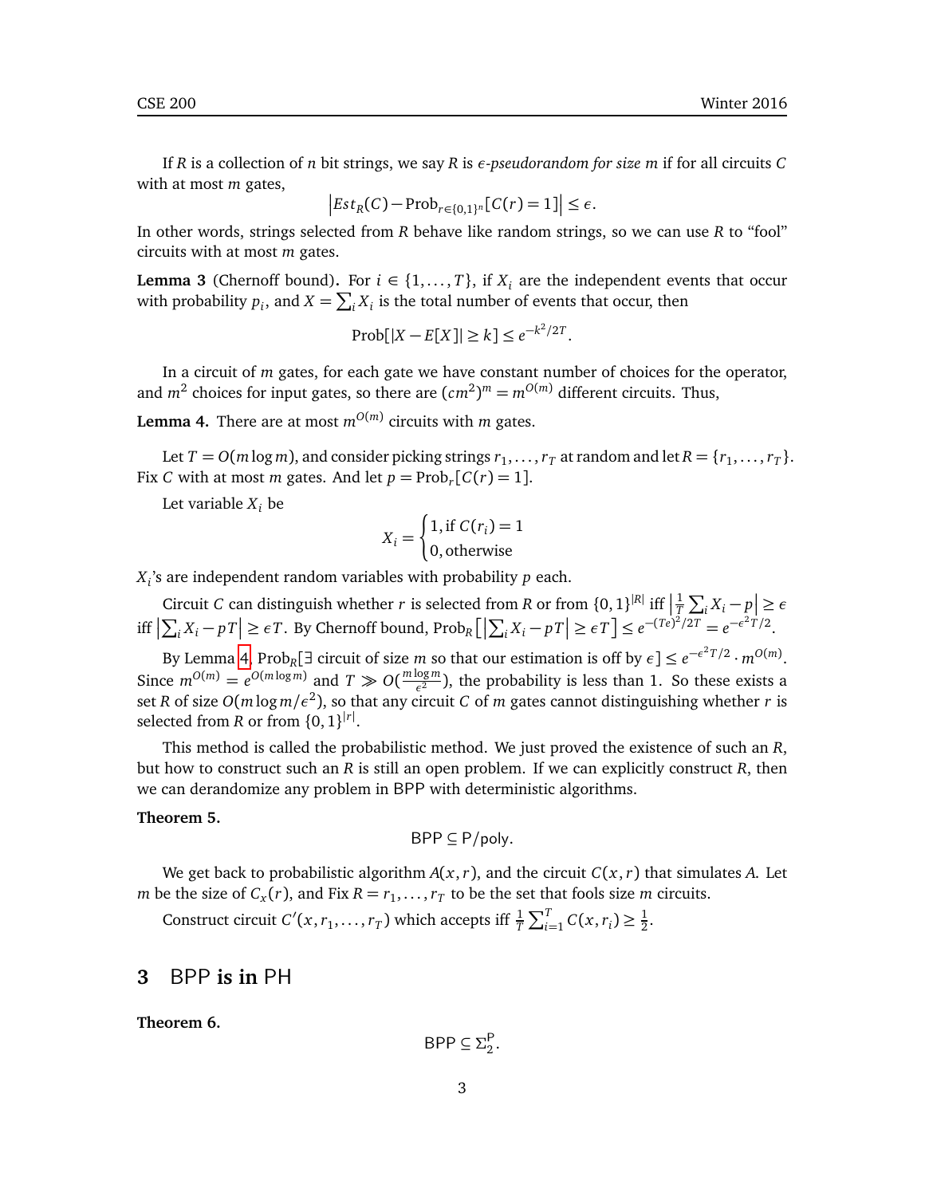If $R$ is a collection of $n$ bit strings, we say $R$ is *$\epsilon$-pseudorandom for size $m$* if for all circuits $C$ with at most $m$ gates,

$$\left|Est_R(C) - \text{Prob}_{r\in\{0,1\}^n}[C(r)=1]\right| \leq \epsilon.$$

In other words, strings selected from $R$ behave like random strings, so we can use $R$ to "fool" circuits with at most $m$ gates.

**Lemma 3** (Chernoff bound)**.** For $i \in \{1,\dots,T\}$, if $X_i$ are the independent events that occur with probability $p_i$, and $X = \sum_i X_i$ is the total number of events that occur, then

$$\text{Prob}[|X - E[X]| \geq k] \leq e^{-k^2/2T}.$$

In a circuit of $m$ gates, for each gate we have constant number of choices for the operator, and $m^2$ choices for input gates, so there are $(cm^2)^m = m^{O(m)}$ different circuits. Thus,

**Lemma 4.** There are at most $m^{O(m)}$ circuits with $m$ gates.

Let $T = O(m\log m)$, and consider picking strings $r_1,\dots,r_T$ at random and let $R = \{r_1,\dots,r_T\}$. Fix $C$ with at most $m$ gates. And let $p = \text{Prob}_r[C(r)=1]$.

Let variable $X_i$ be

$$X_i = \begin{cases} 1, \text{if } C(r_i) = 1 \\ 0, \text{otherwise} \end{cases}$$

$X_i$'s are independent random variables with probability $p$ each.

Circuit $C$ can distinguish whether $r$ is selected from $R$ or from $\{0,1\}^{|R|}$ iff $\left|\frac{1}{T}\sum_i X_i - p\right| \geq \epsilon$ iff $\left|\sum_i X_i - pT\right| \geq \epsilon T$. By Chernoff bound, $\text{Prob}_R\left[\left|\sum_i X_i - pT\right| \geq \epsilon T\right] \leq e^{-(T\epsilon)^2/2T} = e^{-\epsilon^2 T/2}$.

By Lemma 4, $\text{Prob}_R[\exists$ circuit of size $m$ so that our estimation is off by $\epsilon] \leq e^{-\epsilon^2 T/2}\cdot m^{O(m)}$. Since $m^{O(m)} = e^{O(m\log m)}$ and $T \gg O(\frac{m\log m}{\epsilon^2})$, the probability is less than 1. So these exists a set $R$ of size $O(m\log m/\epsilon^2)$, so that any circuit $C$ of $m$ gates cannot distinguishing whether $r$ is selected from $R$ or from $\{0,1\}^{|r|}$.

This method is called the probabilistic method. We just proved the existence of such an $R$, but how to construct such an $R$ is still an open problem. If we can explicitly construct $R$, then we can derandomize any problem in BPP with deterministic algorithms.

**Theorem 5.**

$$\mathsf{BPP} \subseteq \mathsf{P/poly}.$$

We get back to probabilistic algorithm $A(x,r)$, and the circuit $C(x,r)$ that simulates $A$. Let $m$ be the size of $C_x(r)$, and Fix $R = r_1,\dots,r_T$ to be the set that fools size $m$ circuits.

Construct circuit $C'(x,r_1,\dots,r_T)$ which accepts iff $\frac{1}{T}\sum_{i=1}^T C(x,r_i) \geq \frac{1}{2}$.

## 3 BPP is in PH

**Theorem 6.**

$$\mathsf{BPP} \subseteq \Sigma_2^{\mathsf{P}}.$$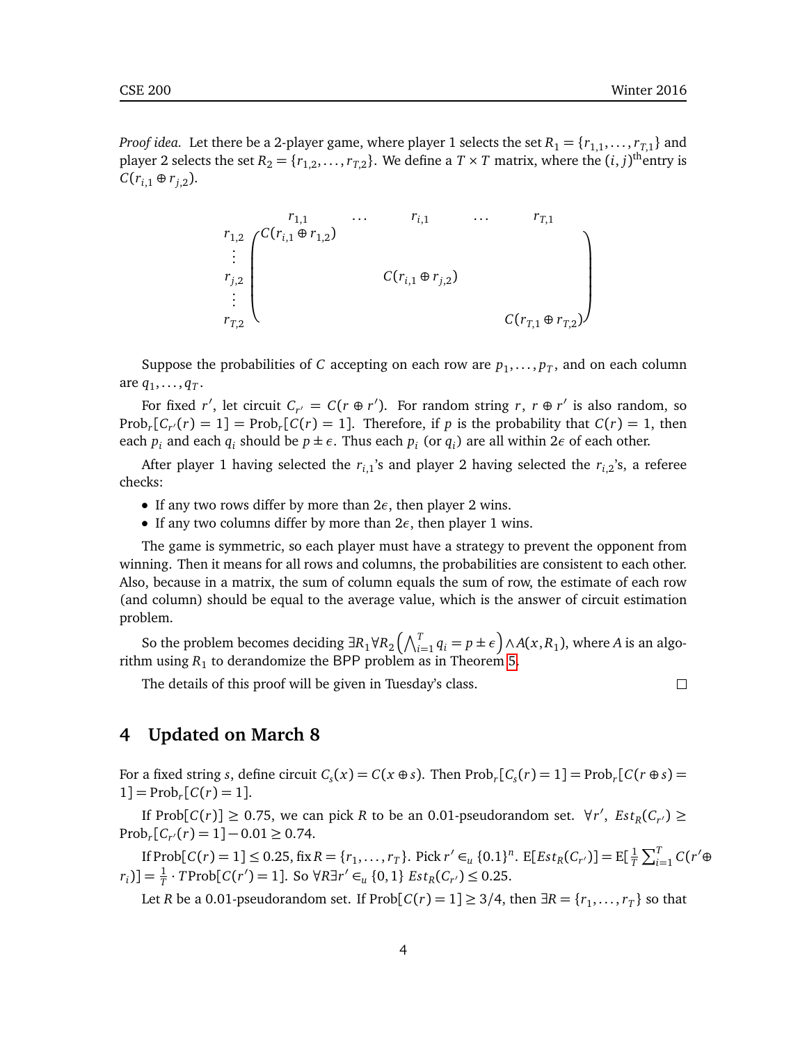*Proof idea.* Let there be a 2-player game, where player 1 selects the set $R_1 = \{r_{1,1}, \ldots, r_{T,1}\}$ and player 2 selects the set $R_2 = \{r_{1,2}, \ldots, r_{T,2}\}$. We define a $T \times T$ matrix, where the $(i, j)^{\text{th}}$entry is $C(r_{i,1} \oplus r_{j,2})$.

$$
\begin{array}{c}
 \\
r_{1,2} \\
\vdots \\
r_{j,2} \\
\vdots \\
r_{T,2}
\end{array}
\begin{array}{c}
\begin{array}{ccccc} r_{1,1} & \cdots & r_{i,1} & \cdots & r_{T,1} \end{array} \\
\begin{pmatrix}
C(r_{i,1} \oplus r_{1,2}) & & & & \\
 & & & & \\
 & & C(r_{i,1} \oplus r_{j,2}) & & \\
 & & & & \\
 & & & & C(r_{T,1} \oplus r_{T,2})
\end{pmatrix}
\end{array}
$$

Suppose the probabilities of $C$ accepting on each row are $p_1, \ldots, p_T$, and on each column are $q_1, \ldots, q_T$.

For fixed $r'$, let circuit $C_{r'} = C(r \oplus r')$. For random string $r$, $r \oplus r'$ is also random, so $\text{Prob}_r[C_{r'}(r) = 1] = \text{Prob}_r[C(r) = 1]$. Therefore, if $p$ is the probability that $C(r) = 1$, then each $p_i$ and each $q_i$ should be $p \pm \epsilon$. Thus each $p_i$ (or $q_i$) are all within $2\epsilon$ of each other.

After player 1 having selected the $r_{i,1}$'s and player 2 having selected the $r_{i,2}$'s, a referee checks:

- If any two rows differ by more than $2\epsilon$, then player 2 wins.
- If any two columns differ by more than $2\epsilon$, then player 1 wins.

The game is symmetric, so each player must have a strategy to prevent the opponent from winning. Then it means for all rows and columns, the probabilities are consistent to each other. Also, because in a matrix, the sum of column equals the sum of row, the estimate of each row (and column) should be equal to the average value, which is the answer of circuit estimation problem.

So the problem becomes deciding $\exists R_1 \forall R_2 \left( \bigwedge_{i=1}^{T} q_i = p \pm \epsilon \right) \wedge A(x, R_1)$, where $A$ is an algorithm using $R_1$ to derandomize the BPP problem as in Theorem 5.

The details of this proof will be given in Tuesday's class. □

## 4 Updated on March 8

For a fixed string $s$, define circuit $C_s(x) = C(x \oplus s)$. Then $\text{Prob}_r[C_s(r) = 1] = \text{Prob}_r[C(r \oplus s) = 1] = \text{Prob}_r[C(r) = 1]$.

If $\text{Prob}[C(r)] \geq 0.75$, we can pick $R$ to be an 0.01-pseudorandom set. $\forall r'$, $Est_R(C_{r'}) \geq \text{Prob}_r[C_{r'}(r) = 1] - 0.01 \geq 0.74$.

If $\text{Prob}[C(r) = 1] \leq 0.25$, fix $R = \{r_1, \ldots, r_T\}$. Pick $r' \in_u \{0.1\}^n$. $\text{E}[Est_R(C_{r'})] = \text{E}[\frac{1}{T} \sum_{i=1}^{T} C(r' \oplus r_i)] = \frac{1}{T} \cdot T\text{Prob}[C(r') = 1]$. So $\forall R \exists r' \in_u \{0, 1\}$ $Est_R(C_{r'}) \leq 0.25$.

Let $R$ be a 0.01-pseudorandom set. If $\text{Prob}[C(r) = 1] \geq 3/4$, then $\exists R = \{r_1, \ldots, r_T\}$ so that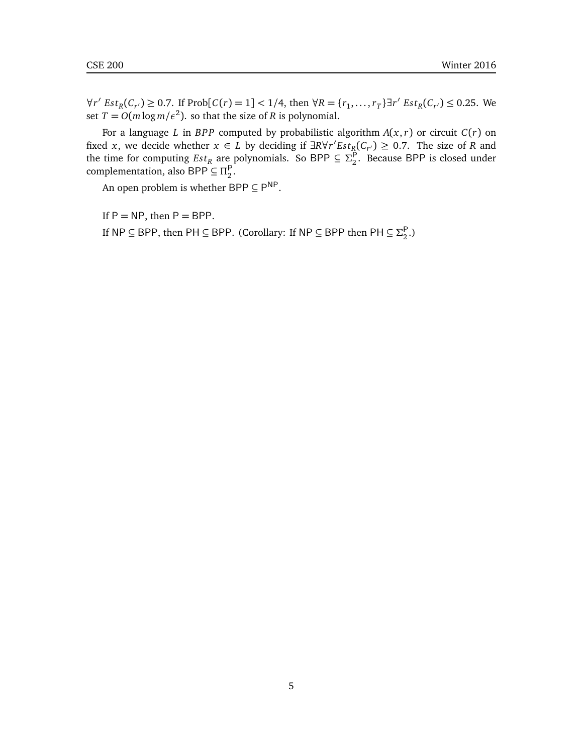$\forall r'\ Est_R(C_{r'}) \geq 0.7$. If $\text{Prob}[C(r) = 1] < 1/4$, then $\forall R = \{r_1, \ldots, r_T\} \exists r'\ Est_R(C_{r'}) \leq 0.25$. We set $T = O(m \log m/\epsilon^2)$. so that the size of $R$ is polynomial.

For a language $L$ in $BPP$ computed by probabilistic algorithm $A(x, r)$ or circuit $C(r)$ on fixed $x$, we decide whether $x \in L$ by deciding if $\exists R \forall r' Est_R(C_{r'}) \geq 0.7$. The size of $R$ and the time for computing $Est_R$ are polynomials. So $\mathsf{BPP} \subseteq \Sigma_2^{\mathsf{P}}$. Because BPP is closed under complementation, also $\mathsf{BPP} \subseteq \Pi_2^{\mathsf{P}}$.

An open problem is whether $\mathsf{BPP} \subseteq \mathsf{P}^{\mathsf{NP}}$.

If $\mathsf{P} = \mathsf{NP}$, then $\mathsf{P} = \mathsf{BPP}$.

If $\mathsf{NP} \subseteq \mathsf{BPP}$, then $\mathsf{PH} \subseteq \mathsf{BPP}$. (Corollary: If $\mathsf{NP} \subseteq \mathsf{BPP}$ then $\mathsf{PH} \subseteq \Sigma_2^{\mathsf{P}}$.)